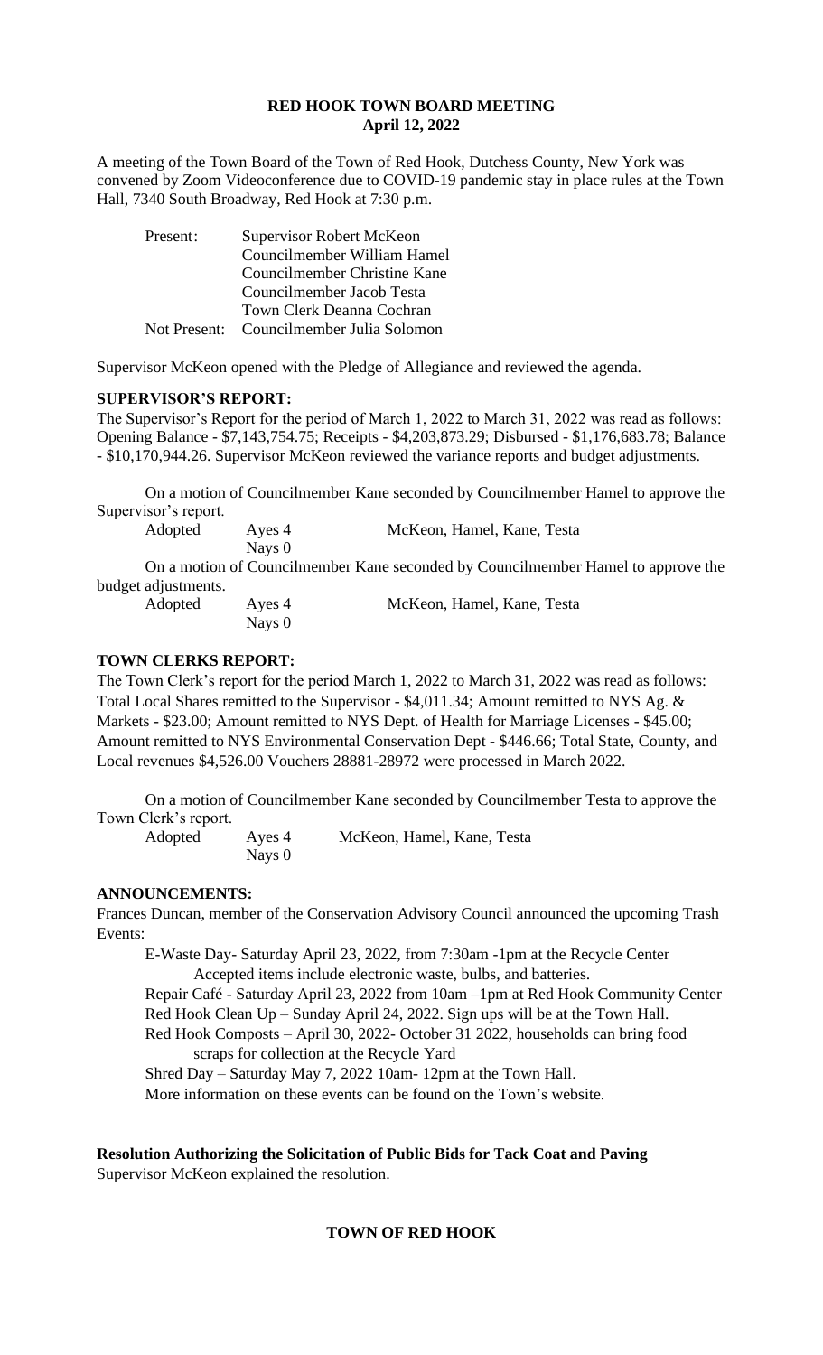# RED HOOK TOWN BOARD MEETING
**April 12, 2022**

A meeting of the Town Board of the Town of Red Hook, Dutchess County, New York was convened by Zoom Videoconference due to COVID-19 pandemic stay in place rules at the Town Hall, 7340 South Broadway, Red Hook at 7:30 p.m.

| | |
|---|---|
| Present: | Supervisor Robert McKeon |
| | Councilmember William Hamel |
| | Councilmember Christine Kane |
| | Councilmember Jacob Testa |
| | Town Clerk Deanna Cochran |
| Not Present: | Councilmember Julia Solomon |

Supervisor McKeon opened with the Pledge of Allegiance and reviewed the agenda.

**SUPERVISOR'S REPORT:**

The Supervisor's Report for the period of March 1, 2022 to March 31, 2022 was read as follows: Opening Balance - $7,143,754.75; Receipts - $4,203,873.29; Disbursed - $1,176,683.78; Balance - $10,170,944.26. Supervisor McKeon reviewed the variance reports and budget adjustments.

On a motion of Councilmember Kane seconded by Councilmember Hamel to approve the Supervisor's report.

| | | |
|---|---|---|
| Adopted | Ayes 4 | McKeon, Hamel, Kane, Testa |
| | Nays 0 | |

On a motion of Councilmember Kane seconded by Councilmember Hamel to approve the budget adjustments.

| | | |
|---|---|---|
| Adopted | Ayes 4 | McKeon, Hamel, Kane, Testa |
| | Nays 0 | |

**TOWN CLERKS REPORT:**

The Town Clerk's report for the period March 1, 2022 to March 31, 2022 was read as follows: Total Local Shares remitted to the Supervisor - $4,011.34; Amount remitted to NYS Ag. & Markets - $23.00; Amount remitted to NYS Dept. of Health for Marriage Licenses - $45.00; Amount remitted to NYS Environmental Conservation Dept - $446.66; Total State, County, and Local revenues $4,526.00 Vouchers 28881-28972 were processed in March 2022.

On a motion of Councilmember Kane seconded by Councilmember Testa to approve the Town Clerk's report.

| | | |
|---|---|---|
| Adopted | Ayes 4 | McKeon, Hamel, Kane, Testa |
| | Nays 0 | |

**ANNOUNCEMENTS:**

Frances Duncan, member of the Conservation Advisory Council announced the upcoming Trash Events:

E-Waste Day- Saturday April 23, 2022, from 7:30am -1pm at the Recycle Center
Accepted items include electronic waste, bulbs, and batteries.
Repair Café - Saturday April 23, 2022 from 10am –1pm at Red Hook Community Center
Red Hook Clean Up – Sunday April 24, 2022. Sign ups will be at the Town Hall.
Red Hook Composts – April 30, 2022- October 31 2022, households can bring food scraps for collection at the Recycle Yard
Shred Day – Saturday May 7, 2022 10am- 12pm at the Town Hall.
More information on these events can be found on the Town's website.

**Resolution Authorizing the Solicitation of Public Bids for Tack Coat and Paving**

Supervisor McKeon explained the resolution.

**TOWN OF RED HOOK**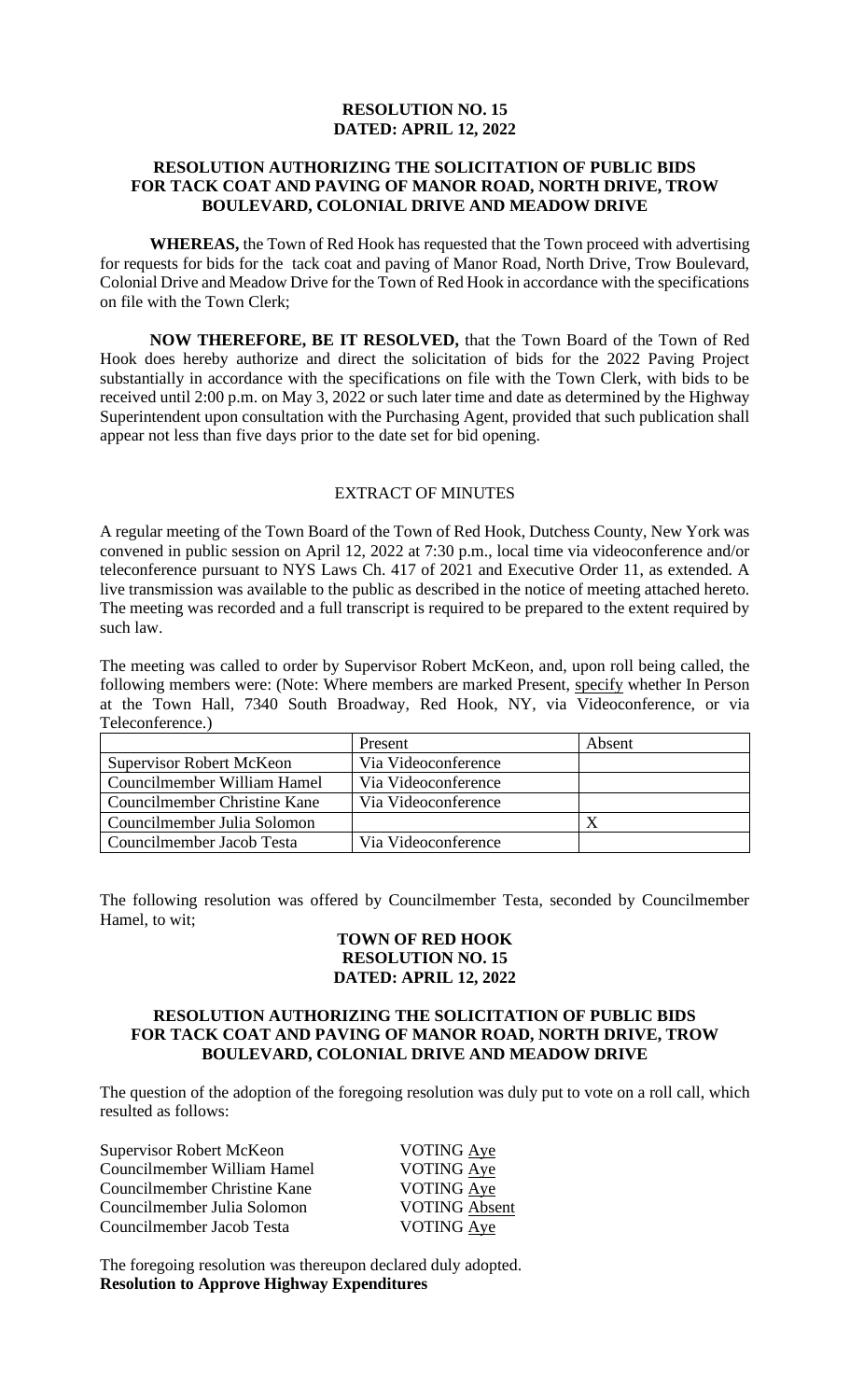**RESOLUTION NO. 15**
**DATED: APRIL 12, 2022**

**RESOLUTION AUTHORIZING THE SOLICITATION OF PUBLIC BIDS FOR TACK COAT AND PAVING OF MANOR ROAD, NORTH DRIVE, TROW BOULEVARD, COLONIAL DRIVE AND MEADOW DRIVE**

**WHEREAS,** the Town of Red Hook has requested that the Town proceed with advertising for requests for bids for the tack coat and paving of Manor Road, North Drive, Trow Boulevard, Colonial Drive and Meadow Drive for the Town of Red Hook in accordance with the specifications on file with the Town Clerk;

**NOW THEREFORE, BE IT RESOLVED,** that the Town Board of the Town of Red Hook does hereby authorize and direct the solicitation of bids for the 2022 Paving Project substantially in accordance with the specifications on file with the Town Clerk, with bids to be received until 2:00 p.m. on May 3, 2022 or such later time and date as determined by the Highway Superintendent upon consultation with the Purchasing Agent, provided that such publication shall appear not less than five days prior to the date set for bid opening.

EXTRACT OF MINUTES

A regular meeting of the Town Board of the Town of Red Hook, Dutchess County, New York was convened in public session on April 12, 2022 at 7:30 p.m., local time via videoconference and/or teleconference pursuant to NYS Laws Ch. 417 of 2021 and Executive Order 11, as extended. A live transmission was available to the public as described in the notice of meeting attached hereto. The meeting was recorded and a full transcript is required to be prepared to the extent required by such law.

The meeting was called to order by Supervisor Robert McKeon, and, upon roll being called, the following members were: (Note: Where members are marked Present, specify whether In Person at the Town Hall, 7340 South Broadway, Red Hook, NY, via Videoconference, or via Teleconference.)

| | Present | Absent |
|---|---|---|
| Supervisor Robert McKeon | Via Videoconference | |
| Councilmember William Hamel | Via Videoconference | |
| Councilmember Christine Kane | Via Videoconference | |
| Councilmember Julia Solomon | | X |
| Councilmember Jacob Testa | Via Videoconference | |

The following resolution was offered by Councilmember Testa, seconded by Councilmember Hamel, to wit;

**TOWN OF RED HOOK**
**RESOLUTION NO. 15**
**DATED: APRIL 12, 2022**

**RESOLUTION AUTHORIZING THE SOLICITATION OF PUBLIC BIDS FOR TACK COAT AND PAVING OF MANOR ROAD, NORTH DRIVE, TROW BOULEVARD, COLONIAL DRIVE AND MEADOW DRIVE**

The question of the adoption of the foregoing resolution was duly put to vote on a roll call, which resulted as follows:

Supervisor Robert McKeon VOTING Aye
Councilmember William Hamel VOTING Aye
Councilmember Christine Kane VOTING Aye
Councilmember Julia Solomon VOTING Absent
Councilmember Jacob Testa VOTING Aye

The foregoing resolution was thereupon declared duly adopted.

**Resolution to Approve Highway Expenditures**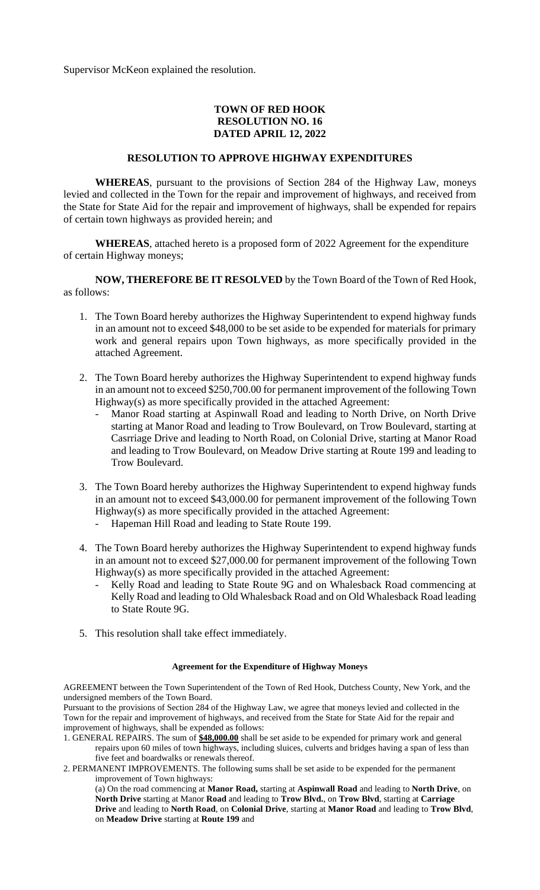Supervisor McKeon explained the resolution.

**TOWN OF RED HOOK**
**RESOLUTION NO. 16**
**DATED APRIL 12, 2022**

**RESOLUTION TO APPROVE HIGHWAY EXPENDITURES**

**WHEREAS**, pursuant to the provisions of Section 284 of the Highway Law, moneys levied and collected in the Town for the repair and improvement of highways, and received from the State for State Aid for the repair and improvement of highways, shall be expended for repairs of certain town highways as provided herein; and

**WHEREAS**, attached hereto is a proposed form of 2022 Agreement for the expenditure of certain Highway moneys;

**NOW, THEREFORE BE IT RESOLVED** by the Town Board of the Town of Red Hook, as follows:

1. The Town Board hereby authorizes the Highway Superintendent to expend highway funds in an amount not to exceed $48,000 to be set aside to be expended for materials for primary work and general repairs upon Town highways, as more specifically provided in the attached Agreement.

2. The Town Board hereby authorizes the Highway Superintendent to expend highway funds in an amount not to exceed $250,700.00 for permanent improvement of the following Town Highway(s) as more specifically provided in the attached Agreement:
   - Manor Road starting at Aspinwall Road and leading to North Drive, on North Drive starting at Manor Road and leading to Trow Boulevard, on Trow Boulevard, starting at Casrriage Drive and leading to North Road, on Colonial Drive, starting at Manor Road and leading to Trow Boulevard, on Meadow Drive starting at Route 199 and leading to Trow Boulevard.

3. The Town Board hereby authorizes the Highway Superintendent to expend highway funds in an amount not to exceed $43,000.00 for permanent improvement of the following Town Highway(s) as more specifically provided in the attached Agreement:
   - Hapeman Hill Road and leading to State Route 199.

4. The Town Board hereby authorizes the Highway Superintendent to expend highway funds in an amount not to exceed $27,000.00 for permanent improvement of the following Town Highway(s) as more specifically provided in the attached Agreement:
   - Kelly Road and leading to State Route 9G and on Whalesback Road commencing at Kelly Road and leading to Old Whalesback Road and on Old Whalesback Road leading to State Route 9G.

5. This resolution shall take effect immediately.

**Agreement for the Expenditure of Highway Moneys**

AGREEMENT between the Town Superintendent of the Town of Red Hook, Dutchess County, New York, and the undersigned members of the Town Board.

Pursuant to the provisions of Section 284 of the Highway Law, we agree that moneys levied and collected in the Town for the repair and improvement of highways, and received from the State for State Aid for the repair and improvement of highways, shall be expended as follows:

1. GENERAL REPAIRS. The sum of **$48,000.00** shall be set aside to be expended for primary work and general repairs upon 60 miles of town highways, including sluices, culverts and bridges having a span of less than five feet and boardwalks or renewals thereof.
2. PERMANENT IMPROVEMENTS. The following sums shall be set aside to be expended for the permanent improvement of Town highways:
   (a) On the road commencing at **Manor Road,** starting at **Aspinwall Road** and leading to **North Drive**, on **North Drive** starting at Manor **Road** and leading to **Trow Blvd.**, on **Trow Blvd**, starting at **Carriage Drive** and leading to **North Road**, on **Colonial Drive**, starting at **Manor Road** and leading to **Trow Blvd**, on **Meadow Drive** starting at **Route 199** and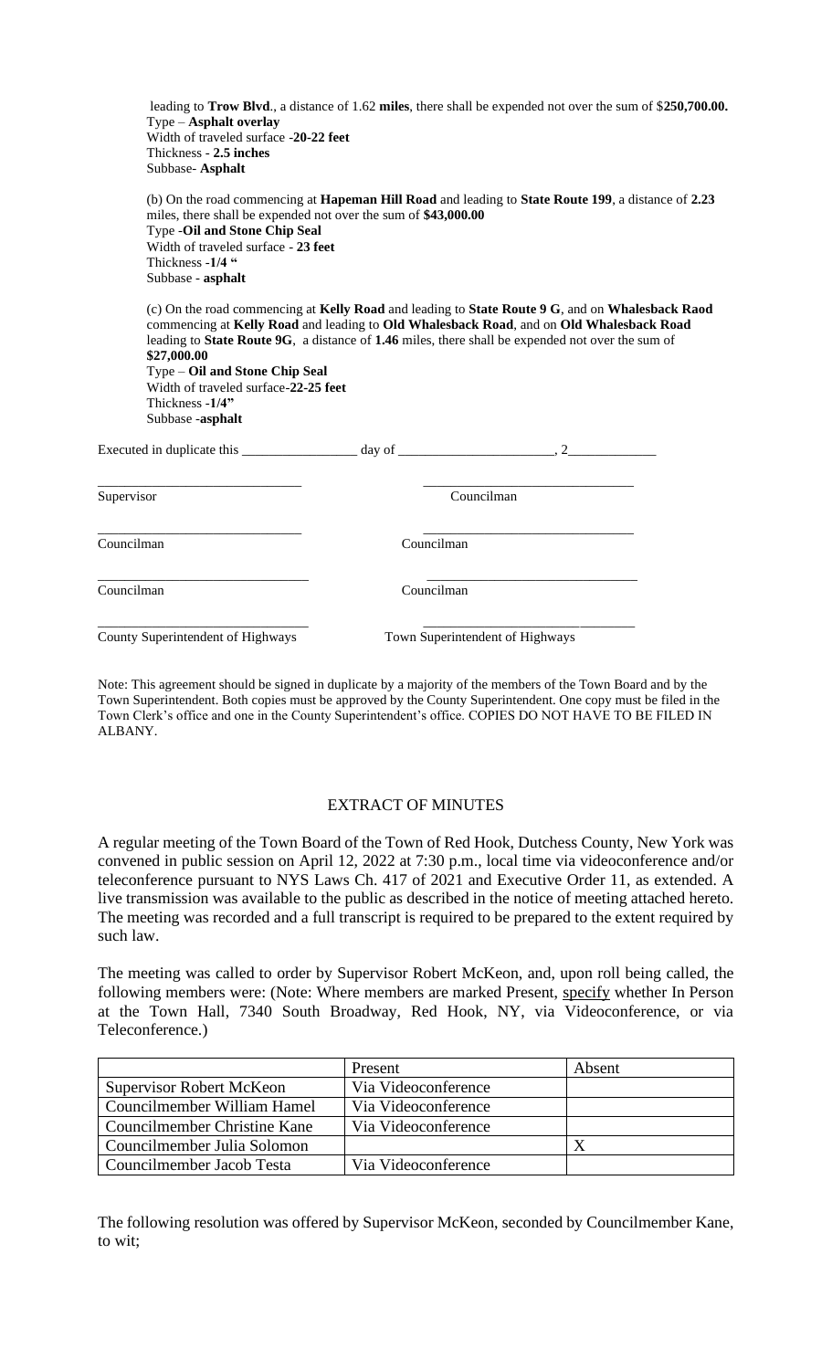leading to **Trow Blvd**., a distance of 1.62 **miles**, there shall be expended not over the sum of $**250,700.00.**
Type – **Asphalt overlay**
Width of traveled surface -**20-22 feet**
Thickness - **2.5 inches**
Subbase- **Asphalt**

(b) On the road commencing at **Hapeman Hill Road** and leading to **State Route 199**, a distance of **2.23** miles, there shall be expended not over the sum of **$43,000.00**
Type -**Oil and Stone Chip Seal**
Width of traveled surface - **23 feet**
Thickness -**1/4 "**
Subbase - **asphalt**

(c) On the road commencing at **Kelly Road** and leading to **State Route 9 G**, and on **Whalesback Raod** commencing at **Kelly Road** and leading to **Old Whalesback Road**, and on **Old Whalesback Road** leading to **State Route 9G**, a distance of **1.46** miles, there shall be expended not over the sum of **$27,000.00**
Type – **Oil and Stone Chip Seal**
Width of traveled surface-**22-25 feet**
Thickness -**1/4"**
Subbase -**asphalt**

Executed in duplicate this ________________ day of ______________________, 2____________

| | |
|---|---|
| ______________________________ | ______________________________ |
| Supervisor | Councilman |
| ______________________________ | ______________________________ |
| Councilman | Councilman |
| ______________________________ | ______________________________ |
| Councilman | Councilman |
| ______________________________ | ______________________________ |
| County Superintendent of Highways | Town Superintendent of Highways |

Note: This agreement should be signed in duplicate by a majority of the members of the Town Board and by the Town Superintendent. Both copies must be approved by the County Superintendent. One copy must be filed in the Town Clerk's office and one in the County Superintendent's office. COPIES DO NOT HAVE TO BE FILED IN ALBANY.

## EXTRACT OF MINUTES

A regular meeting of the Town Board of the Town of Red Hook, Dutchess County, New York was convened in public session on April 12, 2022 at 7:30 p.m., local time via videoconference and/or teleconference pursuant to NYS Laws Ch. 417 of 2021 and Executive Order 11, as extended. A live transmission was available to the public as described in the notice of meeting attached hereto. The meeting was recorded and a full transcript is required to be prepared to the extent required by such law.

The meeting was called to order by Supervisor Robert McKeon, and, upon roll being called, the following members were: (Note: Where members are marked Present, specify whether In Person at the Town Hall, 7340 South Broadway, Red Hook, NY, via Videoconference, or via Teleconference.)

| | Present | Absent |
|---|---|---|
| Supervisor Robert McKeon | Via Videoconference | |
| Councilmember William Hamel | Via Videoconference | |
| Councilmember Christine Kane | Via Videoconference | |
| Councilmember Julia Solomon | | X |
| Councilmember Jacob Testa | Via Videoconference | |

The following resolution was offered by Supervisor McKeon, seconded by Councilmember Kane, to wit;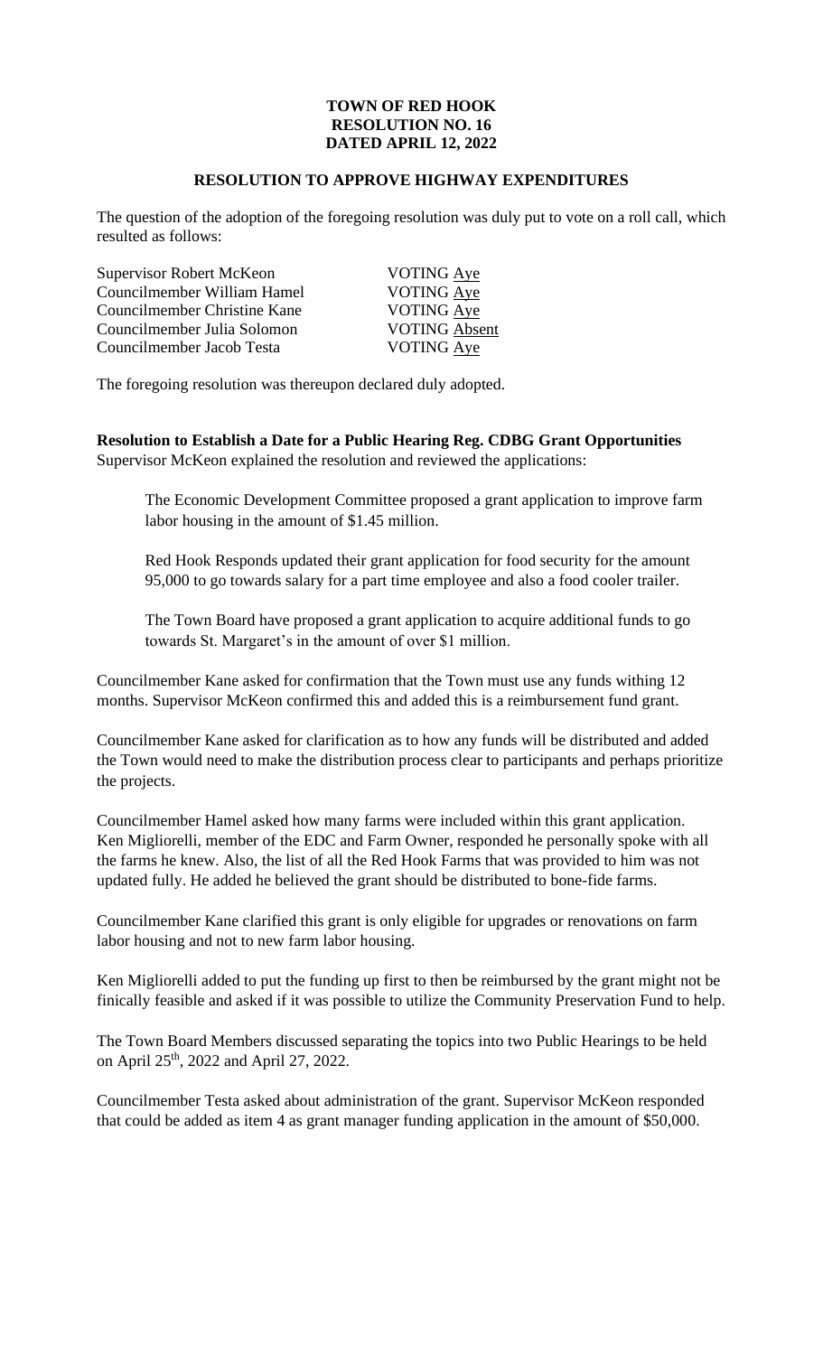**TOWN OF RED HOOK**
**RESOLUTION NO. 16**
**DATED APRIL 12, 2022**

**RESOLUTION TO APPROVE HIGHWAY EXPENDITURES**

The question of the adoption of the foregoing resolution was duly put to vote on a roll call, which resulted as follows:

| | |
|---|---|
| Supervisor Robert McKeon | VOTING Aye |
| Councilmember William Hamel | VOTING Aye |
| Councilmember Christine Kane | VOTING Aye |
| Councilmember Julia Solomon | VOTING Absent |
| Councilmember Jacob Testa | VOTING Aye |

The foregoing resolution was thereupon declared duly adopted.

**Resolution to Establish a Date for a Public Hearing Reg. CDBG Grant Opportunities**
Supervisor McKeon explained the resolution and reviewed the applications:

> The Economic Development Committee proposed a grant application to improve farm labor housing in the amount of $1.45 million.
>
> Red Hook Responds updated their grant application for food security for the amount 95,000 to go towards salary for a part time employee and also a food cooler trailer.
>
> The Town Board have proposed a grant application to acquire additional funds to go towards St. Margaret's in the amount of over $1 million.

Councilmember Kane asked for confirmation that the Town must use any funds withing 12 months. Supervisor McKeon confirmed this and added this is a reimbursement fund grant.

Councilmember Kane asked for clarification as to how any funds will be distributed and added the Town would need to make the distribution process clear to participants and perhaps prioritize the projects.

Councilmember Hamel asked how many farms were included within this grant application. Ken Migliorelli, member of the EDC and Farm Owner, responded he personally spoke with all the farms he knew. Also, the list of all the Red Hook Farms that was provided to him was not updated fully. He added he believed the grant should be distributed to bone-fide farms.

Councilmember Kane clarified this grant is only eligible for upgrades or renovations on farm labor housing and not to new farm labor housing.

Ken Migliorelli added to put the funding up first to then be reimbursed by the grant might not be finically feasible and asked if it was possible to utilize the Community Preservation Fund to help.

The Town Board Members discussed separating the topics into two Public Hearings to be held on April 25th, 2022 and April 27, 2022.

Councilmember Testa asked about administration of the grant. Supervisor McKeon responded that could be added as item 4 as grant manager funding application in the amount of $50,000.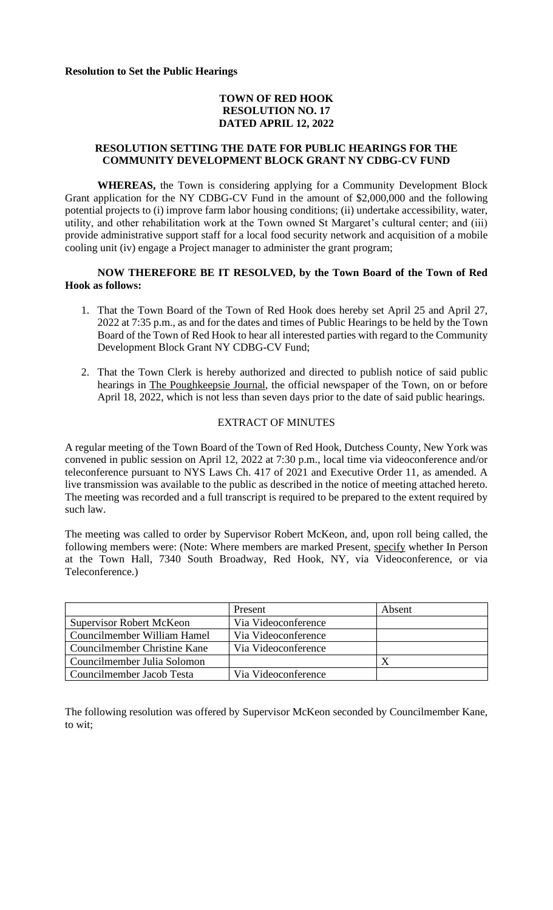**Resolution to Set the Public Hearings**

**TOWN OF RED HOOK**
**RESOLUTION NO. 17**
**DATED APRIL 12, 2022**

**RESOLUTION SETTING THE DATE FOR PUBLIC HEARINGS FOR THE COMMUNITY DEVELOPMENT BLOCK GRANT NY CDBG-CV FUND**

**WHEREAS,** the Town is considering applying for a Community Development Block Grant application for the NY CDBG-CV Fund in the amount of $2,000,000 and the following potential projects to (i) improve farm labor housing conditions; (ii) undertake accessibility, water, utility, and other rehabilitation work at the Town owned St Margaret's cultural center; and (iii) provide administrative support staff for a local food security network and acquisition of a mobile cooling unit (iv) engage a Project manager to administer the grant program;

**NOW THEREFORE BE IT RESOLVED, by the Town Board of the Town of Red Hook as follows:**

1. That the Town Board of the Town of Red Hook does hereby set April 25 and April 27, 2022 at 7:35 p.m., as and for the dates and times of Public Hearings to be held by the Town Board of the Town of Red Hook to hear all interested parties with regard to the Community Development Block Grant NY CDBG-CV Fund;
2. That the Town Clerk is hereby authorized and directed to publish notice of said public hearings in The Poughkeepsie Journal, the official newspaper of the Town, on or before April 18, 2022, which is not less than seven days prior to the date of said public hearings.

EXTRACT OF MINUTES

A regular meeting of the Town Board of the Town of Red Hook, Dutchess County, New York was convened in public session on April 12, 2022 at 7:30 p.m., local time via videoconference and/or teleconference pursuant to NYS Laws Ch. 417 of 2021 and Executive Order 11, as amended. A live transmission was available to the public as described in the notice of meeting attached hereto. The meeting was recorded and a full transcript is required to be prepared to the extent required by such law.

The meeting was called to order by Supervisor Robert McKeon, and, upon roll being called, the following members were: (Note: Where members are marked Present, specify whether In Person at the Town Hall, 7340 South Broadway, Red Hook, NY, via Videoconference, or via Teleconference.)

| | Present | Absent |
| --- | --- | --- |
| Supervisor Robert McKeon | Via Videoconference | |
| Councilmember William Hamel | Via Videoconference | |
| Councilmember Christine Kane | Via Videoconference | |
| Councilmember Julia Solomon | | X |
| Councilmember Jacob Testa | Via Videoconference | |

The following resolution was offered by Supervisor McKeon seconded by Councilmember Kane, to wit;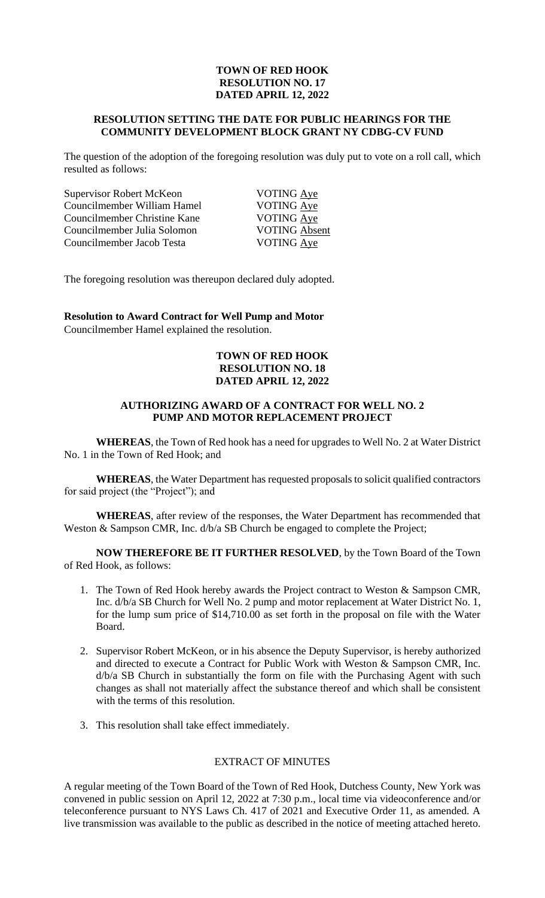**TOWN OF RED HOOK**
**RESOLUTION NO. 17**
**DATED APRIL 12, 2022**

**RESOLUTION SETTING THE DATE FOR PUBLIC HEARINGS FOR THE COMMUNITY DEVELOPMENT BLOCK GRANT NY CDBG-CV FUND**

The question of the adoption of the foregoing resolution was duly put to vote on a roll call, which resulted as follows:

| | |
|---|---|
| Supervisor Robert McKeon | VOTING Aye |
| Councilmember William Hamel | VOTING Aye |
| Councilmember Christine Kane | VOTING Aye |
| Councilmember Julia Solomon | VOTING Absent |
| Councilmember Jacob Testa | VOTING Aye |

The foregoing resolution was thereupon declared duly adopted.

**Resolution to Award Contract for Well Pump and Motor**
Councilmember Hamel explained the resolution.

**TOWN OF RED HOOK**
**RESOLUTION NO. 18**
**DATED APRIL 12, 2022**

**AUTHORIZING AWARD OF A CONTRACT FOR WELL NO. 2 PUMP AND MOTOR REPLACEMENT PROJECT**

**WHEREAS**, the Town of Red hook has a need for upgrades to Well No. 2 at Water District No. 1 in the Town of Red Hook; and

**WHEREAS**, the Water Department has requested proposals to solicit qualified contractors for said project (the "Project"); and

**WHEREAS**, after review of the responses, the Water Department has recommended that Weston & Sampson CMR, Inc. d/b/a SB Church be engaged to complete the Project;

**NOW THEREFORE BE IT FURTHER RESOLVED**, by the Town Board of the Town of Red Hook, as follows:

1. The Town of Red Hook hereby awards the Project contract to Weston & Sampson CMR, Inc. d/b/a SB Church for Well No. 2 pump and motor replacement at Water District No. 1, for the lump sum price of $14,710.00 as set forth in the proposal on file with the Water Board.
2. Supervisor Robert McKeon, or in his absence the Deputy Supervisor, is hereby authorized and directed to execute a Contract for Public Work with Weston & Sampson CMR, Inc. d/b/a SB Church in substantially the form on file with the Purchasing Agent with such changes as shall not materially affect the substance thereof and which shall be consistent with the terms of this resolution.
3. This resolution shall take effect immediately.

EXTRACT OF MINUTES

A regular meeting of the Town Board of the Town of Red Hook, Dutchess County, New York was convened in public session on April 12, 2022 at 7:30 p.m., local time via videoconference and/or teleconference pursuant to NYS Laws Ch. 417 of 2021 and Executive Order 11, as amended. A live transmission was available to the public as described in the notice of meeting attached hereto.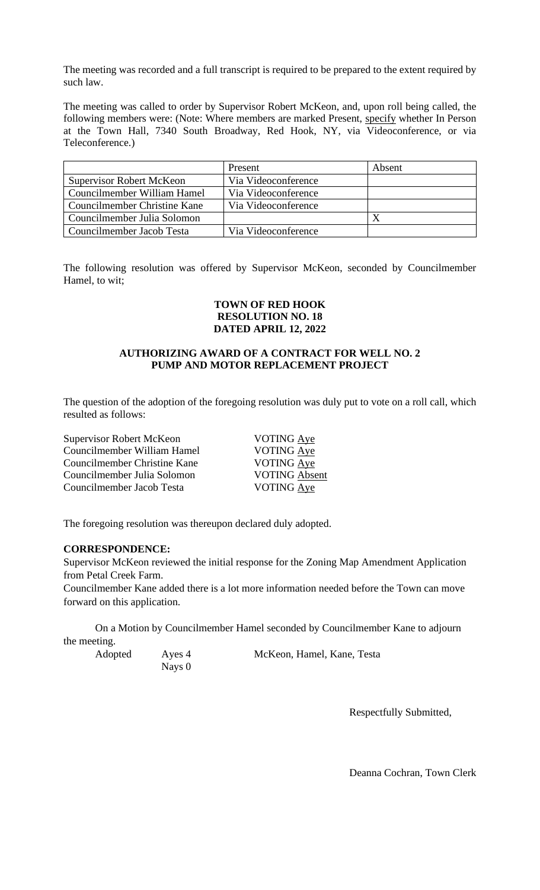The meeting was recorded and a full transcript is required to be prepared to the extent required by such law.

The meeting was called to order by Supervisor Robert McKeon, and, upon roll being called, the following members were: (Note: Where members are marked Present, specify whether In Person at the Town Hall, 7340 South Broadway, Red Hook, NY, via Videoconference, or via Teleconference.)

| | Present | Absent |
|---|---|---|
| Supervisor Robert McKeon | Via Videoconference | |
| Councilmember William Hamel | Via Videoconference | |
| Councilmember Christine Kane | Via Videoconference | |
| Councilmember Julia Solomon | | X |
| Councilmember Jacob Testa | Via Videoconference | |

The following resolution was offered by Supervisor McKeon, seconded by Councilmember Hamel, to wit;

**TOWN OF RED HOOK**
**RESOLUTION NO. 18**
**DATED APRIL 12, 2022**

**AUTHORIZING AWARD OF A CONTRACT FOR WELL NO. 2 PUMP AND MOTOR REPLACEMENT PROJECT**

The question of the adoption of the foregoing resolution was duly put to vote on a roll call, which resulted as follows:

Supervisor Robert McKeon VOTING Aye
Councilmember William Hamel VOTING Aye
Councilmember Christine Kane VOTING Aye
Councilmember Julia Solomon VOTING Absent
Councilmember Jacob Testa VOTING Aye

The foregoing resolution was thereupon declared duly adopted.

**CORRESPONDENCE:**

Supervisor McKeon reviewed the initial response for the Zoning Map Amendment Application from Petal Creek Farm.

Councilmember Kane added there is a lot more information needed before the Town can move forward on this application.

On a Motion by Councilmember Hamel seconded by Councilmember Kane to adjourn the meeting.

Adopted Ayes 4 McKeon, Hamel, Kane, Testa
Nays 0

Respectfully Submitted,

Deanna Cochran, Town Clerk